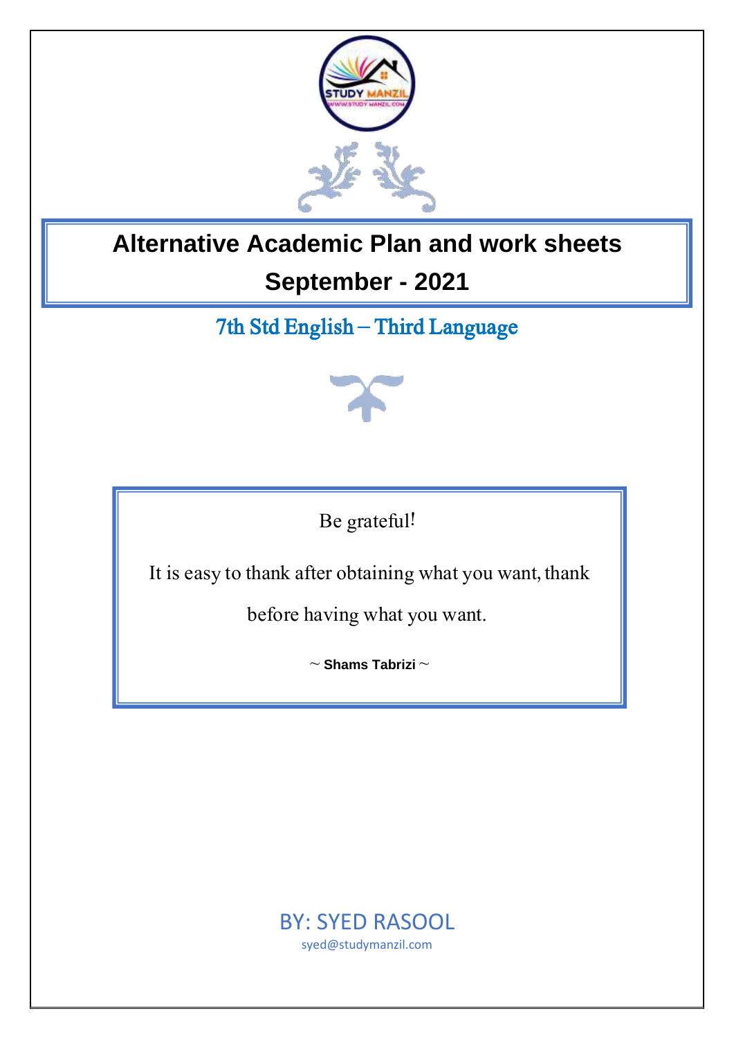# Alternative Academic Plan and work sheets

# September - 2021

## 7th Std English – Third Language

Be grateful!

It is easy to thank after obtaining what you want, thank before having what you want.

~ **Shams Tabrizi** ~

BY: SYED RASOOL

syed@studymanzil.com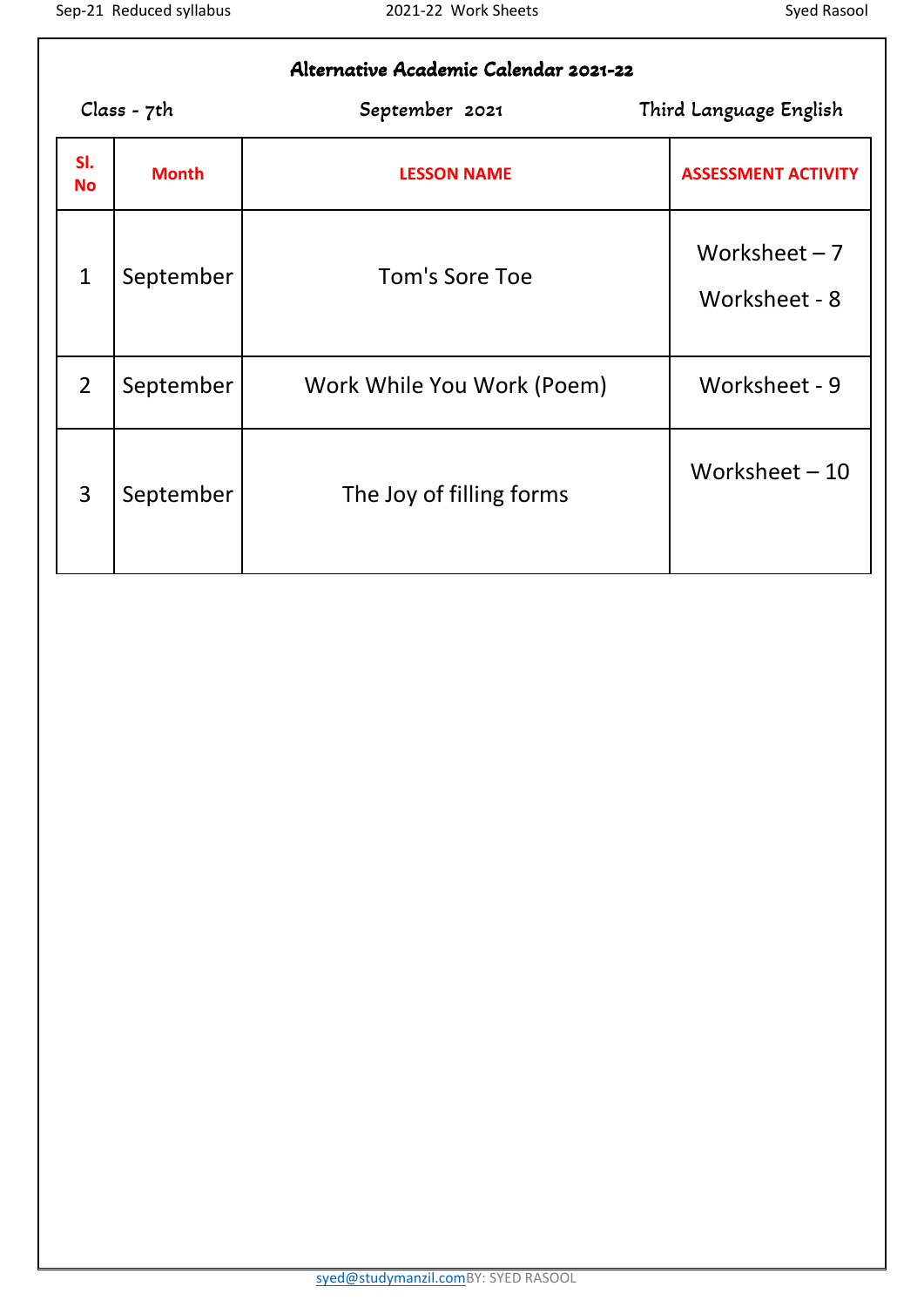# Alternative Academic Calendar 2021-22

Class - 7th | September 2021 | Third Language English

| Sl. No | Month | LESSON NAME | ASSESSMENT ACTIVITY |
|---|---|---|---|
| 1 | September | Tom's Sore Toe | Worksheet – 7<br>Worksheet - 8 |
| 2 | September | Work While You Work (Poem) | Worksheet - 9 |
| 3 | September | The Joy of filling forms | Worksheet – 10 |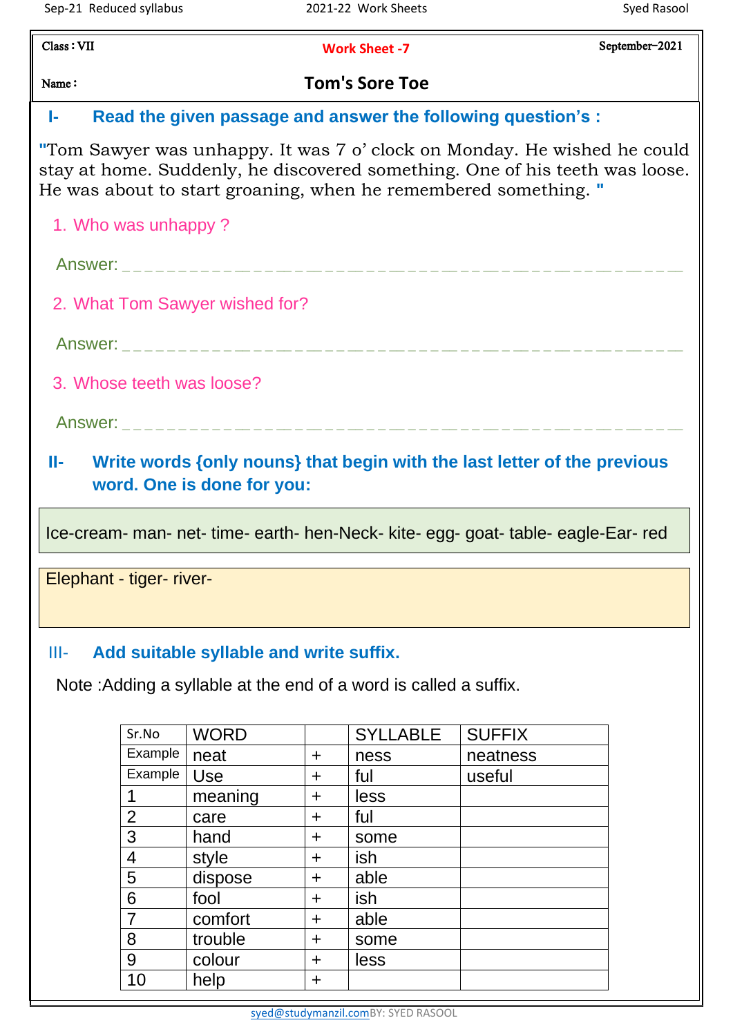Class : VII

**Work Sheet -7**

September–2021

Name :

## Tom's Sore Toe

### I- Read the given passage and answer the following question's :

"Tom Sawyer was unhappy. It was 7 o' clock on Monday. He wished he could stay at home. Suddenly, he discovered something. One of his teeth was loose. He was about to start groaning, when he remembered something. "

1. Who was unhappy ?

   Answer: ___________________________________________

2. What Tom Sawyer wished for?

   Answer: ___________________________________________

3. Whose teeth was loose?

   Answer: ___________________________________________

### II- Write words {only nouns} that begin with the last letter of the previous word. One is done for you:

Ice-cream- man- net- time- earth- hen-Neck- kite- egg- goat- table- eagle-Ear- red

Elephant - tiger- river-

### III- Add suitable syllable and write suffix.

Note :Adding a syllable at the end of a word is called a suffix.

| Sr.No | WORD | | SYLLABLE | SUFFIX |
|---|---|---|---|---|
| Example | neat | + | ness | neatness |
| Example | Use | + | ful | useful |
| 1 | meaning | + | less | |
| 2 | care | + | ful | |
| 3 | hand | + | some | |
| 4 | style | + | ish | |
| 5 | dispose | + | able | |
| 6 | fool | + | ish | |
| 7 | comfort | + | able | |
| 8 | trouble | + | some | |
| 9 | colour | + | less | |
| 10 | help | + | | |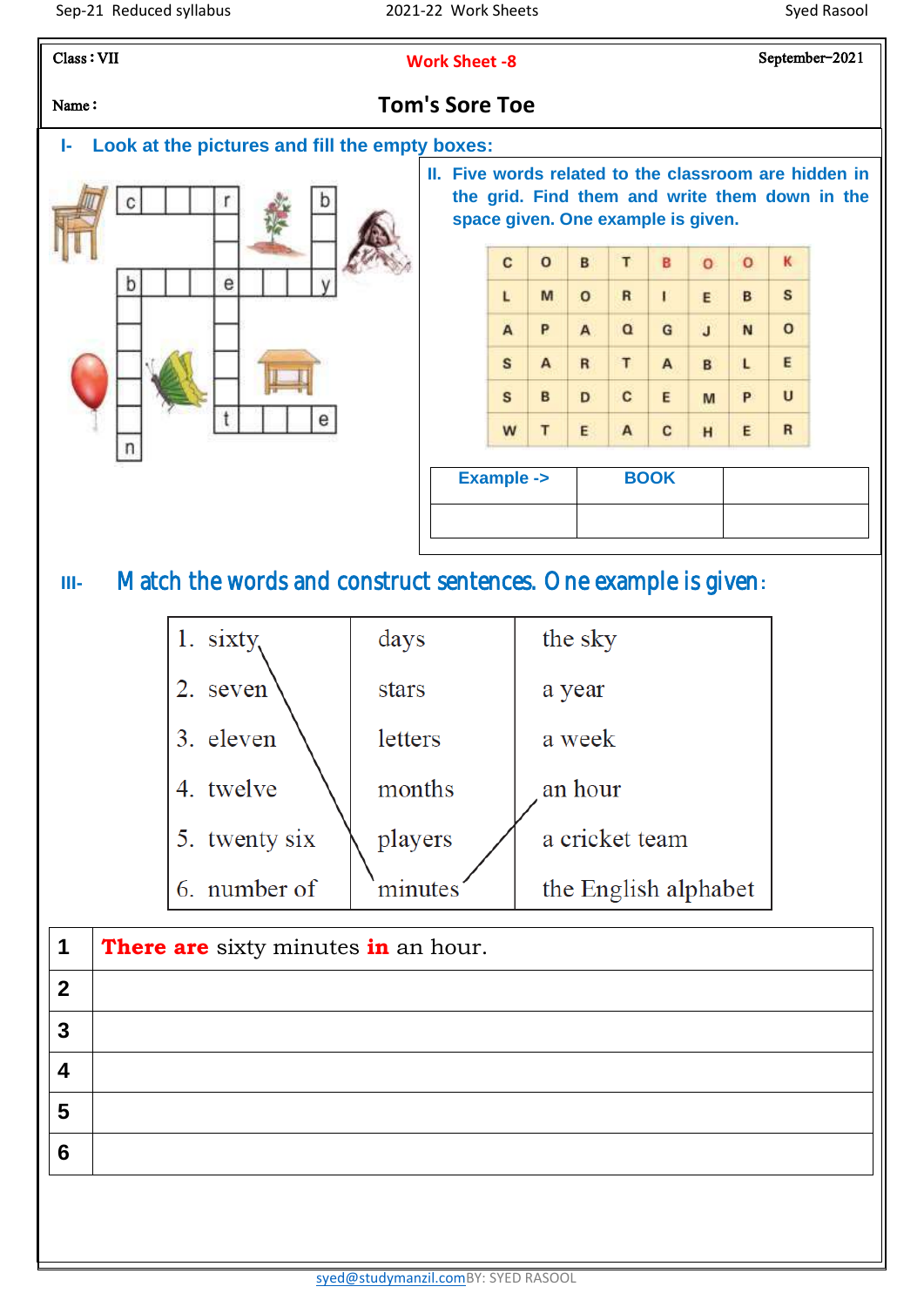| Class : VII | Work Sheet -8 | September-2021 |
|---|---|---|
| Name : | Tom's Sore Toe | |

## I- Look at the pictures and fill the empty boxes:

c _ _ _ r _ _ b

b _ _ e _ _ _ y

t _ _ e

n

## II. Five words related to the classroom are hidden in the grid. Find them and write them down in the space given. One example is given.

| C | O | B | T | B | O | O | K |
|---|---|---|---|---|---|---|---|
| L | M | O | R | I | E | B | S |
| A | P | A | Q | G | J | N | O |
| S | A | R | T | A | B | L | E |
| S | B | D | C | E | M | P | U |
| W | T | E | A | C | H | E | R |

| Example -> | BOOK | |
|---|---|---|
| | | |

## III- Match the words and construct sentences. One example is given:

| | | |
|---|---|---|
| 1. sixty | days | the sky |
| 2. seven | stars | a year |
| 3. eleven | letters | a week |
| 4. twelve | months | an hour |
| 5. twenty six | players | a cricket team |
| 6. number of | minutes | the English alphabet |

| | |
|---|---|
| 1 | **There are** sixty minutes **in** an hour. |
| 2 | |
| 3 | |
| 4 | |
| 5 | |
| 6 | |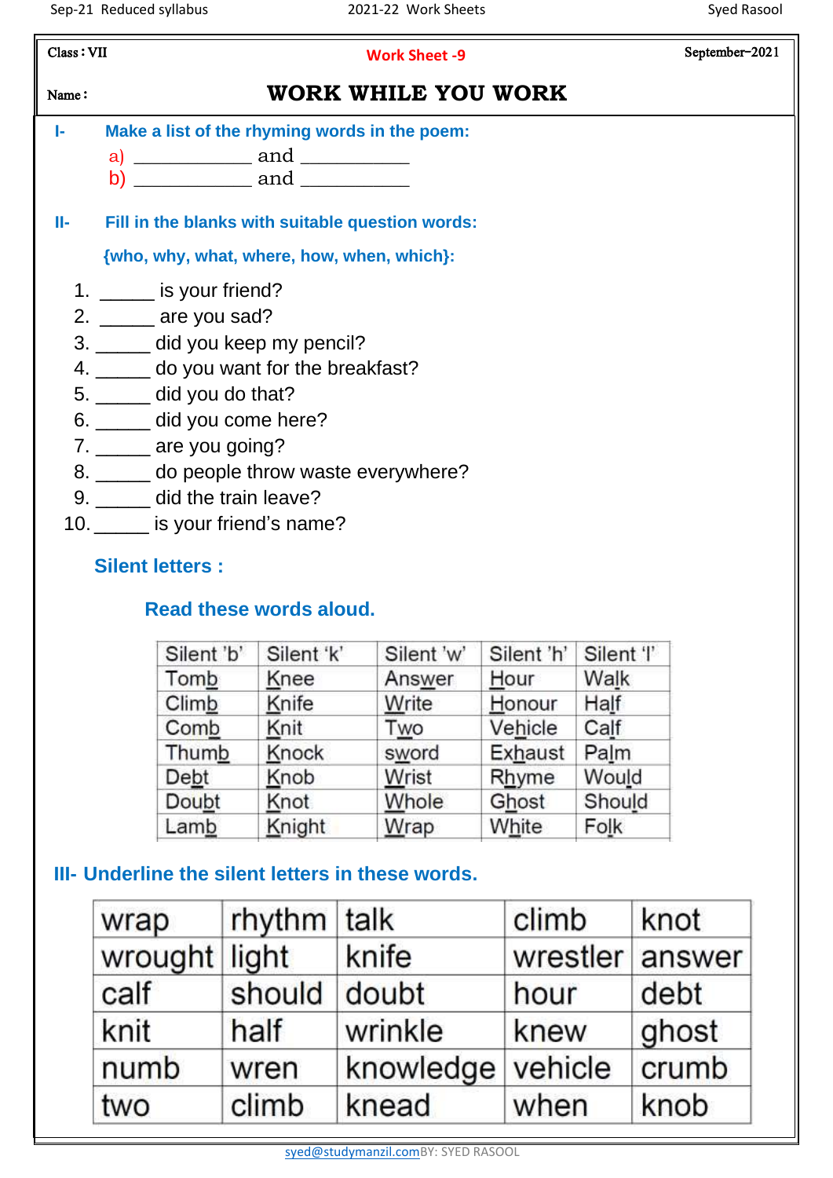Class : VII

**Work Sheet -9**

September–2021

Name :

# WORK WHILE YOU WORK

**I- Make a list of the rhyming words in the poem:**

a) __________ and __________

b) __________ and __________

**II- Fill in the blanks with suitable question words:**

**{who, why, what, where, how, when, which}:**

1. _____ is your friend?
2. _____ are you sad?
3. _____ did you keep my pencil?
4. _____ do you want for the breakfast?
5. _____ did you do that?
6. _____ did you come here?
7. _____ are you going?
8. _____ do people throw waste everywhere?
9. _____ did the train leave?
10. _____ is your friend's name?

**Silent letters :**

**Read these words aloud.**

| Silent 'b' | Silent 'k' | Silent 'w' | Silent 'h' | Silent 'l' |
|---|---|---|---|---|
| Tomb | Knee | Answer | Hour | Walk |
| Climb | Knife | Write | Honour | Half |
| Comb | Knit | Two | Vehicle | Calf |
| Thumb | Knock | sword | Exhaust | Palm |
| Debt | Knob | Wrist | Rhyme | Would |
| Doubt | Knot | Whole | Ghost | Should |
| Lamb | Knight | Wrap | White | Folk |

**III- Underline the silent letters in these words.**

| | | | | |
|---|---|---|---|---|
| wrap | rhythm | talk | climb | knot |
| wrought | light | knife | wrestler | answer |
| calf | should | doubt | hour | debt |
| knit | half | wrinkle | knew | ghost |
| numb | wren | knowledge | vehicle | crumb |
| two | climb | knead | when | knob |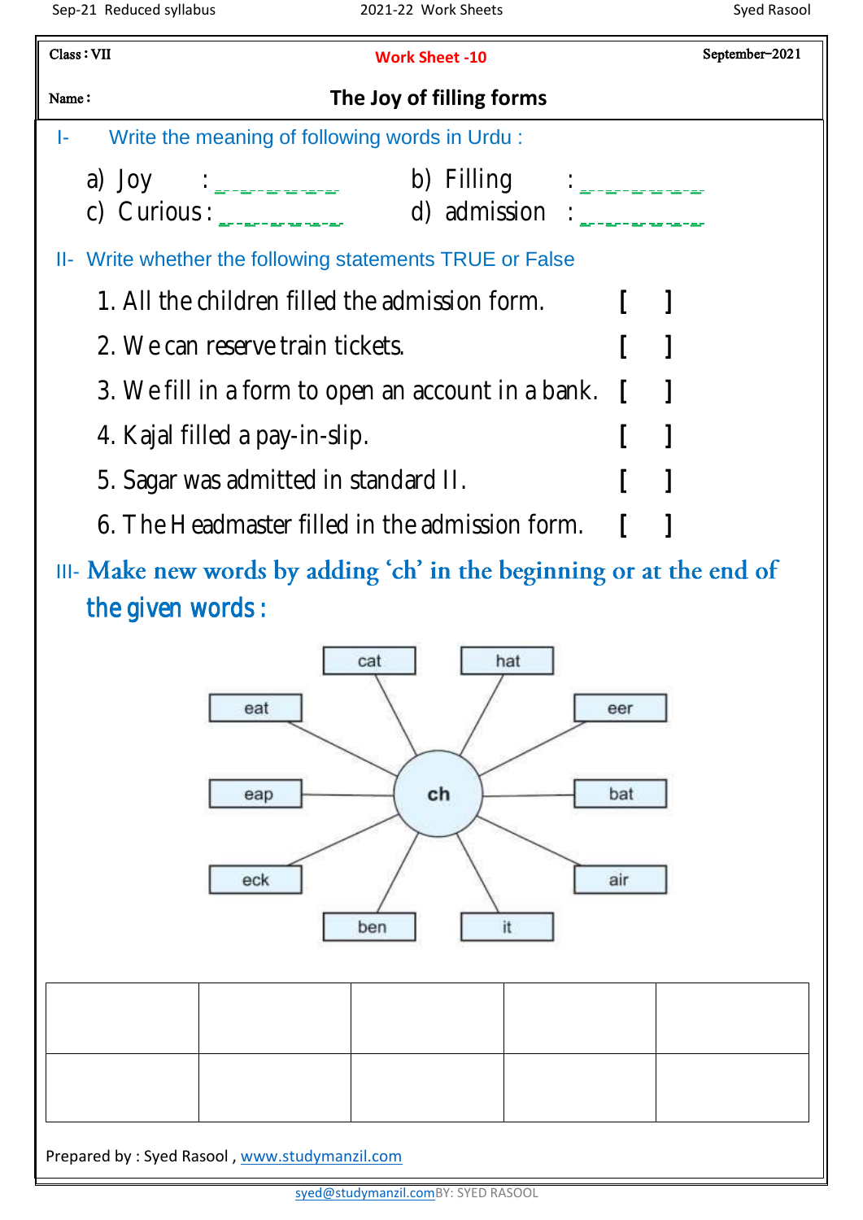Class : VII

**Work Sheet -10**

September–2021

Name :

## The Joy of filling forms

I- Write the meaning of following words in Urdu :

a) Joy : ___________ b) Filling : ___________
c) Curious : ___________ d) admission : ___________

II- Write whether the following statements TRUE or False

1. All the children filled the admission form. [ ]
2. We can reserve train tickets. [ ]
3. We fill in a form to open an account in a bank. [ ]
4. Kajal filled a pay-in-slip. [ ]
5. Sagar was admitted in standard II. [ ]
6. The Headmaster filled in the admission form. [ ]

III- Make new words by adding 'ch' in the beginning or at the end of the given words :

ch

cat
hat
eer
bat
air
it
ben
eck
eap
eat

| | | | | |
|---|---|---|---|---|
| | | | | |
| | | | | |

Prepared by : Syed Rasool , www.studymanzil.com